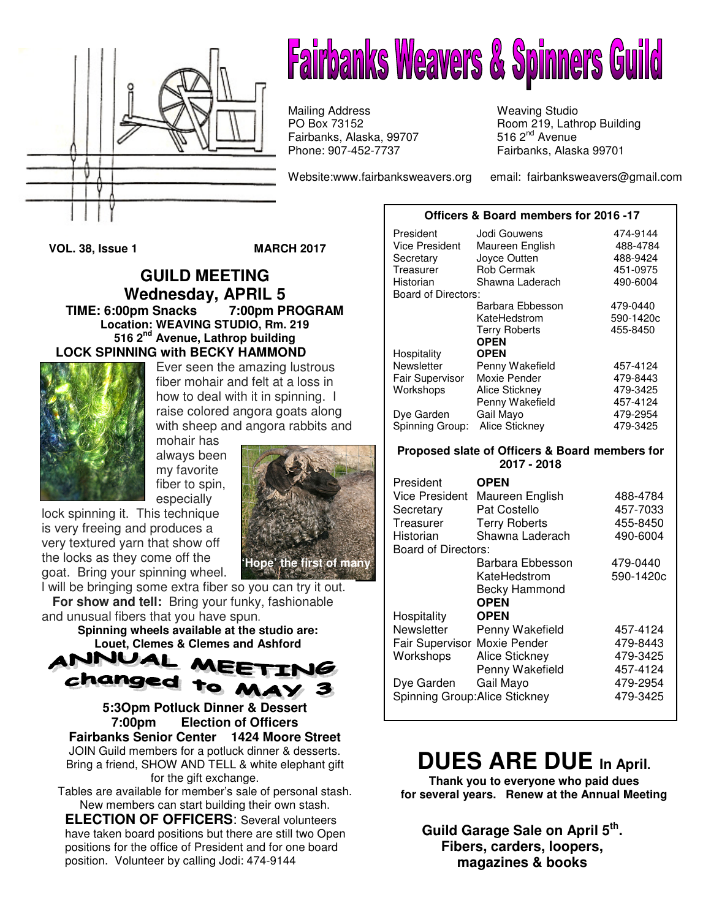# Fairbanks Weavers & Spinners Guild

Mailing Address
PO Box 73152
Fairbanks, Alaska, 99707
Phone: 907-452-7737

Weaving Studio
Room 219, Lathrop Building
516 2nd Avenue
Fairbanks, Alaska 99701

Website:www.fairbanksweavers.org email: fairbanksweavers@gmail.com

**VOL. 38, Issue 1** **MARCH 2017**

## GUILD MEETING
## Wednesday, APRIL 5

**TIME: 6:00pm Snacks 7:00pm PROGRAM**
**Location: WEAVING STUDIO, Rm. 219**
**516 2nd Avenue, Lathrop building**

### LOCK SPINNING with BECKY HAMMOND

Ever seen the amazing lustrous fiber mohair and felt at a loss in how to deal with it in spinning. I raise colored angora goats along with sheep and angora rabbits and mohair has always been my favorite fiber to spin, especially lock spinning it. This technique is very freeing and produces a very textured yarn that show off the locks as they come off the goat. Bring your spinning wheel. I will be bringing some extra fiber so you can try it out.

'Hope' the first of many

**For show and tell:** Bring your funky, fashionable and unusual fibers that you have spun.

**Spinning wheels available at the studio are: Louet, Clemes & Clemes and Ashford**

## ANNUAL MEETING changed to MAY 3

**5:3Opm Potluck Dinner & Dessert**
**7:00pm Election of Officers**
**Fairbanks Senior Center 1424 Moore Street**

JOIN Guild members for a potluck dinner & desserts. Bring a friend, SHOW AND TELL & white elephant gift for the gift exchange.

Tables are available for member's sale of personal stash. New members can start building their own stash.

**ELECTION OF OFFICERS**: Several volunteers have taken board positions but there are still two Open positions for the office of President and for one board position. Volunteer by calling Jodi: 474-9144

**Officers & Board members for 2016 -17**

| | | |
|---|---|---|
| President | Jodi Gouwens | 474-9144 |
| Vice President | Maureen English | 488-4784 |
| Secretary | Joyce Outten | 488-9424 |
| Treasurer | Rob Cermak | 451-0975 |
| Historian | Shawna Laderach | 490-6004 |
| Board of Directors: | | |
| | Barbara Ebbesson | 479-0440 |
| | KateHedstrom | 590-1420c |
| | Terry Roberts | 455-8450 |
| | **OPEN** | |
| Hospitality | **OPEN** | |
| Newsletter | Penny Wakefield | 457-4124 |
| Fair Supervisor | Moxie Pender | 479-8443 |
| Workshops | Alice Stickney | 479-3425 |
| | Penny Wakefield | 457-4124 |
| Dye Garden | Gail Mayo | 479-2954 |
| Spinning Group: | Alice Stickney | 479-3425 |

**Proposed slate of Officers & Board members for 2017 - 2018**

| | | |
|---|---|---|
| President | **OPEN** | |
| Vice President | Maureen English | 488-4784 |
| Secretary | Pat Costello | 457-7033 |
| Treasurer | Terry Roberts | 455-8450 |
| Historian | Shawna Laderach | 490-6004 |
| Board of Directors: | | |
| | Barbara Ebbesson | 479-0440 |
| | KateHedstrom | 590-1420c |
| | Becky Hammond | |
| | **OPEN** | |
| Hospitality | **OPEN** | |
| Newsletter | Penny Wakefield | 457-4124 |
| Fair Supervisor | Moxie Pender | 479-8443 |
| Workshops | Alice Stickney | 479-3425 |
| | Penny Wakefield | 457-4124 |
| Dye Garden | Gail Mayo | 479-2954 |
| Spinning Group: | Alice Stickney | 479-3425 |

# DUES ARE DUE In April.

**Thank you to everyone who paid dues for several years. Renew at the Annual Meeting**

**Guild Garage Sale on April 5th. Fibers, carders, loopers, magazines & books**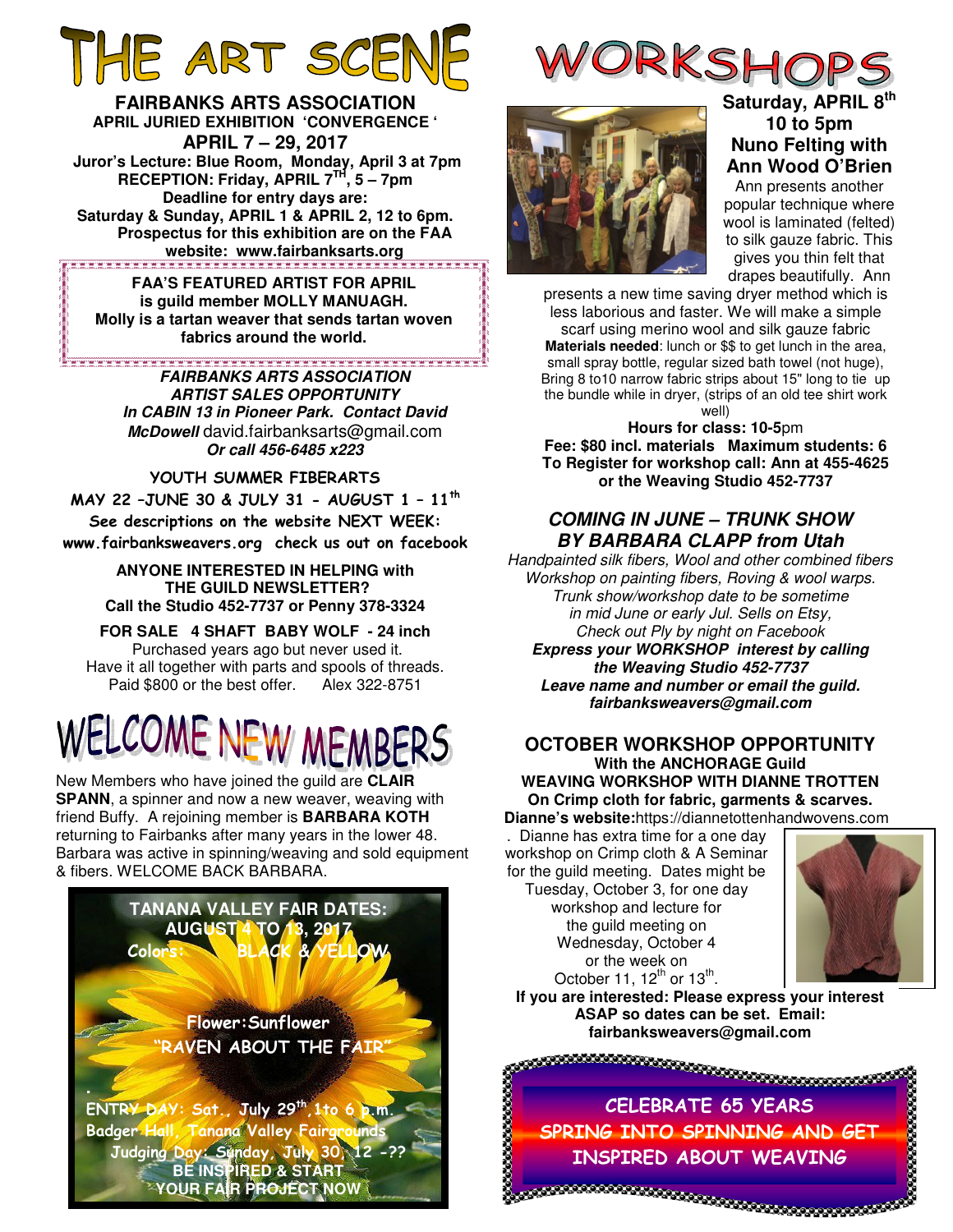# THE ART SCENE

**FAIRBANKS ARTS ASSOCIATION**
**APRIL JURIED EXHIBITION 'CONVERGENCE '**
**APRIL 7 – 29, 2017**
**Juror's Lecture: Blue Room, Monday, April 3 at 7pm**
**RECEPTION: Friday, APRIL 7TH, 5 – 7pm**
**Deadline for entry days are:**
**Saturday & Sunday, APRIL 1 & APRIL 2, 12 to 6pm.**
**Prospectus for this exhibition are on the FAA website: www.fairbanksarts.org**

**FAA'S FEATURED ARTIST FOR APRIL is guild member MOLLY MANUAGH. Molly is a tartan weaver that sends tartan woven fabrics around the world.**

***FAIRBANKS ARTS ASSOCIATION***
***ARTIST SALES OPPORTUNITY***
***In CABIN 13 in Pioneer Park. Contact David McDowell*** david.fairbanksarts@gmail.com
***Or call 456-6485 x223***

**YOUTH SUMMER FIBERARTS**
**MAY 22 –JUNE 30 & JULY 31 - AUGUST 1 – 11th**
**See descriptions on the website NEXT WEEK: www.fairbanksweavers.org check us out on facebook**

**ANYONE INTERESTED IN HELPING with THE GUILD NEWSLETTER?**
**Call the Studio 452-7737 or Penny 378-3324**

**FOR SALE 4 SHAFT BABY WOLF - 24 inch**
Purchased years ago but never used it.
Have it all together with parts and spools of threads.
Paid $800 or the best offer. Alex 322-8751

# WELCOME NEW MEMBERS

New Members who have joined the guild are **CLAIR SPANN**, a spinner and now a new weaver, weaving with friend Buffy. A rejoining member is **BARBARA KOTH** returning to Fairbanks after many years in the lower 48. Barbara was active in spinning/weaving and sold equipment & fibers. WELCOME BACK BARBARA.

**TANANA VALLEY FAIR DATES: AUGUST 4 TO 13, 2017**
**Colors: BLACK & YELLOW**

**Flower: Sunflower**
**"RAVEN ABOUT THE FAIR"**

**ENTRY DAY: Sat., July 29th, 1to 6 p.m.**
**Badger Hall, Tanana Valley Fairgrounds**
**Judging Day: Sunday, July 30, 12 -??**
**BE INSPIRED & START YOUR FAIR PROJECT NOW**

# WORKSHOPS

**Saturday, APRIL 8th**
**10 to 5pm**
**Nuno Felting with Ann Wood O'Brien**

Ann presents another popular technique where wool is laminated (felted) to silk gauze fabric. This gives you thin felt that drapes beautifully. Ann presents a new time saving dryer method which is less laborious and faster. We will make a simple scarf using merino wool and silk gauze fabric

**Materials needed**: lunch or $$ to get lunch in the area, small spray bottle, regular sized bath towel (not huge), Bring 8 to10 narrow fabric strips about 15" long to tie up the bundle while in dryer, (strips of an old tee shirt work well)

**Hours for class: 10-5**pm
**Fee: $80 incl. materials Maximum students: 6**
**To Register for workshop call: Ann at 455-4625 or the Weaving Studio 452-7737**

## *COMING IN JUNE – TRUNK SHOW BY BARBARA CLAPP from Utah*

*Handpainted silk fibers, Wool and other combined fibers*
*Workshop on painting fibers, Roving & wool warps.*
*Trunk show/workshop date to be sometime in mid June or early Jul. Sells on Etsy,*
*Check out Ply by night on Facebook*
***Express your WORKSHOP interest by calling the Weaving Studio 452-7737***
***Leave name and number or email the guild.***
***fairbanksweavers@gmail.com***

## OCTOBER WORKSHOP OPPORTUNITY

**With the ANCHORAGE Guild**
**WEAVING WORKSHOP WITH DIANNE TROTTEN**
**On Crimp cloth for fabric, garments & scarves.**
**Dianne's website:**https://diannetottenhandwovens.com

. Dianne has extra time for a one day workshop on Crimp cloth & A Seminar for the guild meeting. Dates might be Tuesday, October 3, for one day workshop and lecture for the guild meeting on Wednesday, October 4 or the week on October 11, 12th or 13th.

**If you are interested: Please express your interest ASAP so dates can be set. Email: fairbanksweavers@gmail.com**

**CELEBRATE 65 YEARS**
**SPRING INTO SPINNING AND GET INSPIRED ABOUT WEAVING**